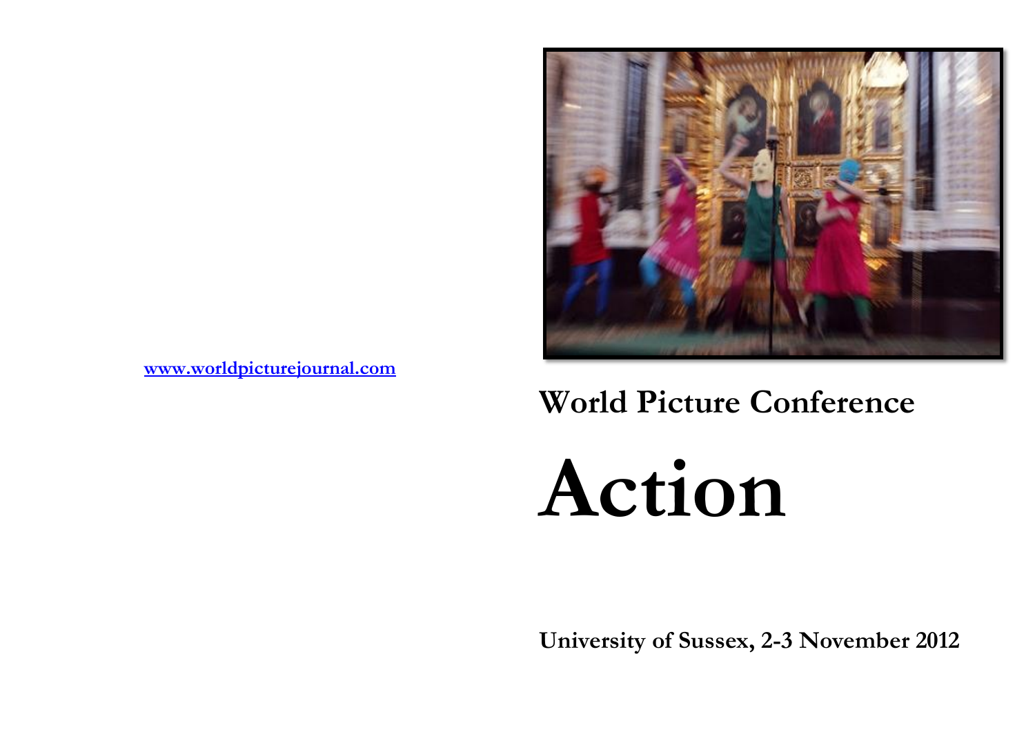www.worldpicturejournal.com

## World Picture Conference

# Action

**University of Sussex, 2-3 November 2012**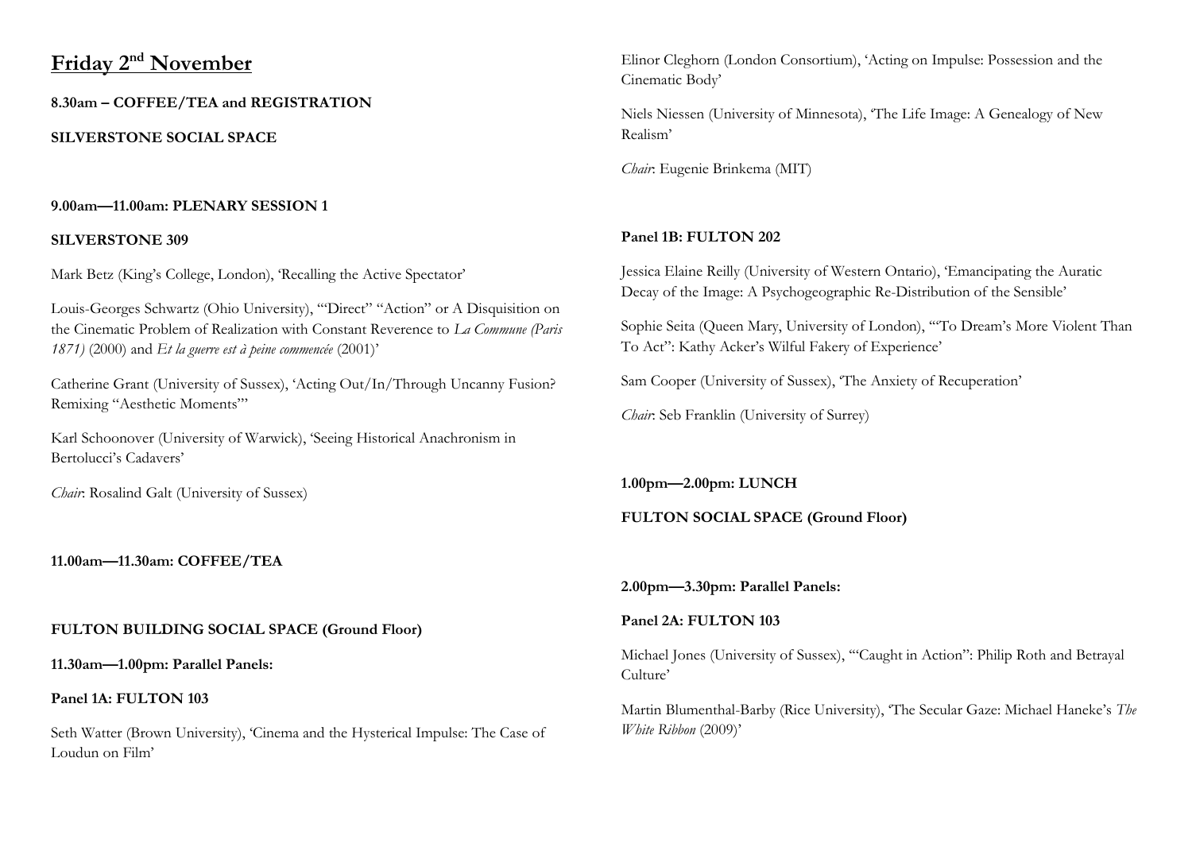# Friday 2nd November

**8.30am – COFFEE/TEA and REGISTRATION**

**SILVERSTONE SOCIAL SPACE**

**9.00am—11.00am: PLENARY SESSION 1**

**SILVERSTONE 309**

Mark Betz (King's College, London), 'Recalling the Active Spectator'

Louis-Georges Schwartz (Ohio University), '"Direct" "Action" or A Disquisition on the Cinematic Problem of Realization with Constant Reverence to *La Commune (Paris 1871)* (2000) and *Et la guerre est à peine commencée* (2001)'

Catherine Grant (University of Sussex), 'Acting Out/In/Through Uncanny Fusion? Remixing "Aesthetic Moments"'

Karl Schoonover (University of Warwick), 'Seeing Historical Anachronism in Bertolucci's Cadavers'

*Chair*: Rosalind Galt (University of Sussex)

**11.00am—11.30am: COFFEE/TEA**

**FULTON BUILDING SOCIAL SPACE (Ground Floor)**

**11.30am—1.00pm: Parallel Panels:**

**Panel 1A: FULTON 103**

Seth Watter (Brown University), 'Cinema and the Hysterical Impulse: The Case of Loudun on Film'

Elinor Cleghorn (London Consortium), 'Acting on Impulse: Possession and the Cinematic Body'

Niels Niessen (University of Minnesota), 'The Life Image: A Genealogy of New Realism'

*Chair*: Eugenie Brinkema (MIT)

**Panel 1B: FULTON 202**

Jessica Elaine Reilly (University of Western Ontario), 'Emancipating the Auratic Decay of the Image: A Psychogeographic Re-Distribution of the Sensible'

Sophie Seita (Queen Mary, University of London), '"To Dream's More Violent Than To Act": Kathy Acker's Wilful Fakery of Experience'

Sam Cooper (University of Sussex), 'The Anxiety of Recuperation'

*Chair*: Seb Franklin (University of Surrey)

**1.00pm—2.00pm: LUNCH**

**FULTON SOCIAL SPACE (Ground Floor)**

**2.00pm—3.30pm: Parallel Panels:**

**Panel 2A: FULTON 103**

Michael Jones (University of Sussex), '"Caught in Action": Philip Roth and Betrayal Culture'

Martin Blumenthal-Barby (Rice University), 'The Secular Gaze: Michael Haneke's *The White Ribbon* (2009)'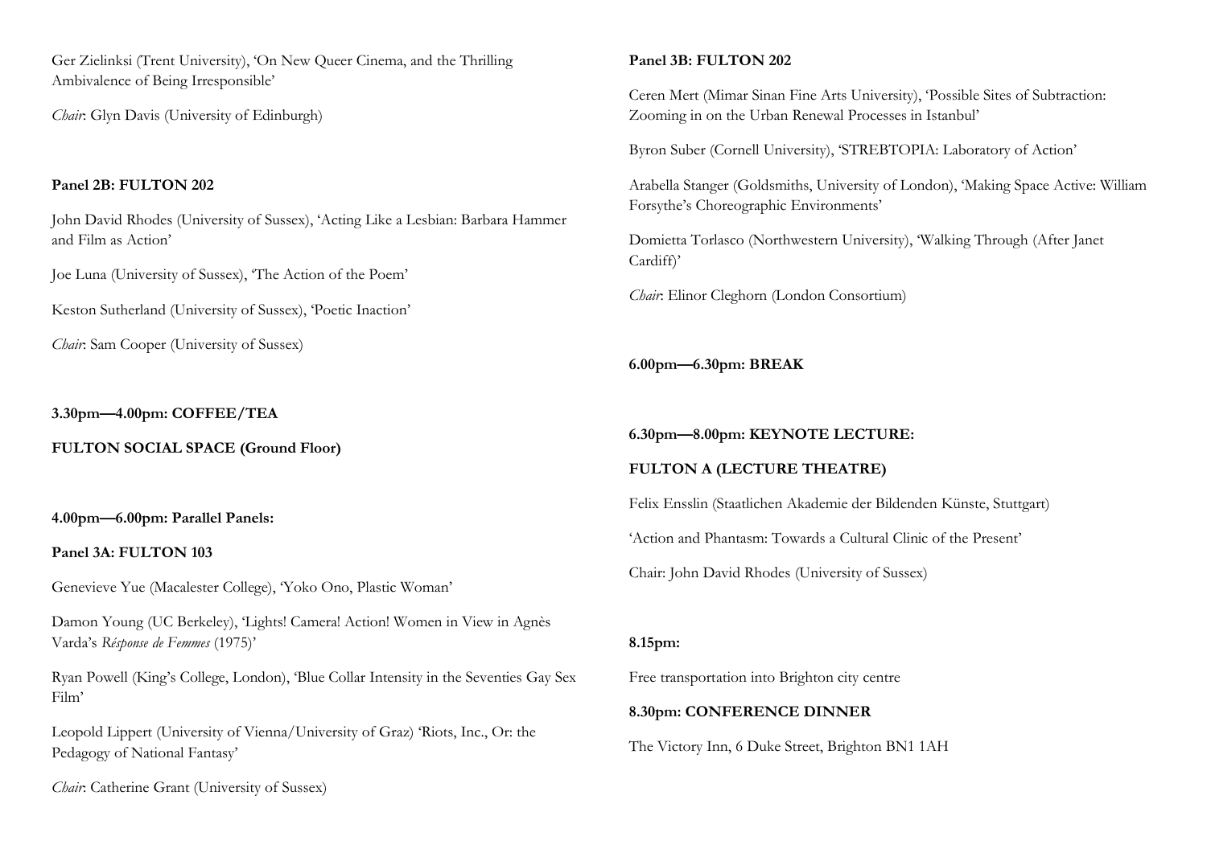Ger Zielinksi (Trent University), 'On New Queer Cinema, and the Thrilling Ambivalence of Being Irresponsible'

*Chair*: Glyn Davis (University of Edinburgh)

**Panel 2B: FULTON 202**

John David Rhodes (University of Sussex), 'Acting Like a Lesbian: Barbara Hammer and Film as Action'

Joe Luna (University of Sussex), 'The Action of the Poem'

Keston Sutherland (University of Sussex), 'Poetic Inaction'

*Chair*: Sam Cooper (University of Sussex)

**3.30pm—4.00pm: COFFEE/TEA**

**FULTON SOCIAL SPACE (Ground Floor)**

**4.00pm—6.00pm: Parallel Panels:**

**Panel 3A: FULTON 103**

Genevieve Yue (Macalester College), 'Yoko Ono, Plastic Woman'

Damon Young (UC Berkeley), 'Lights! Camera! Action! Women in View in Agnès Varda's *Résponse de Femmes* (1975)'

Ryan Powell (King's College, London), 'Blue Collar Intensity in the Seventies Gay Sex Film'

Leopold Lippert (University of Vienna/University of Graz) 'Riots, Inc., Or: the Pedagogy of National Fantasy'

*Chair*: Catherine Grant (University of Sussex)

**Panel 3B: FULTON 202**

Ceren Mert (Mimar Sinan Fine Arts University), 'Possible Sites of Subtraction: Zooming in on the Urban Renewal Processes in Istanbul'

Byron Suber (Cornell University), 'STREBTOPIA: Laboratory of Action'

Arabella Stanger (Goldsmiths, University of London), 'Making Space Active: William Forsythe's Choreographic Environments'

Domietta Torlasco (Northwestern University), 'Walking Through (After Janet Cardiff)'

*Chair*: Elinor Cleghorn (London Consortium)

**6.00pm—6.30pm: BREAK**

**6.30pm—8.00pm: KEYNOTE LECTURE:**

**FULTON A (LECTURE THEATRE)**

Felix Ensslin (Staatlichen Akademie der Bildenden Künste, Stuttgart)

'Action and Phantasm: Towards a Cultural Clinic of the Present'

Chair: John David Rhodes (University of Sussex)

**8.15pm:**

Free transportation into Brighton city centre

**8.30pm: CONFERENCE DINNER**

The Victory Inn, 6 Duke Street, Brighton BN1 1AH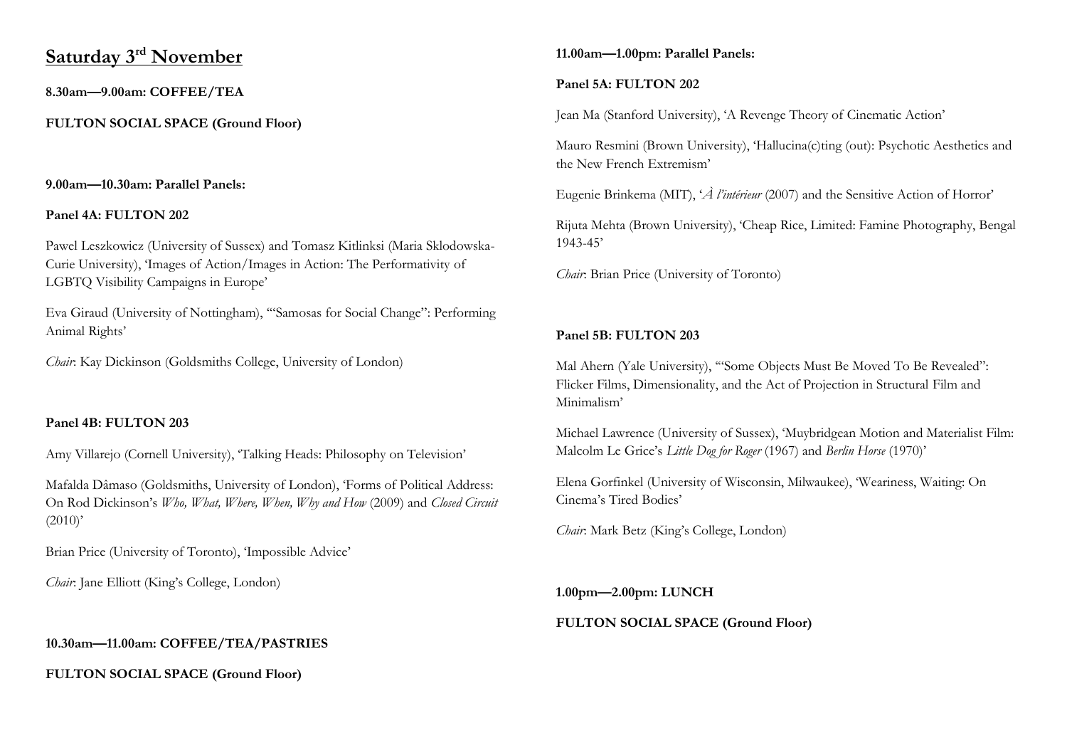## Saturday 3rd November

**8.30am—9.00am: COFFEE/TEA**

**FULTON SOCIAL SPACE (Ground Floor)**

**9.00am—10.30am: Parallel Panels:**

**Panel 4A: FULTON 202**

Pawel Leszkowicz (University of Sussex) and Tomasz Kitlinksi (Maria Sklodowska-Curie University), 'Images of Action/Images in Action: The Performativity of LGBTQ Visibility Campaigns in Europe'

Eva Giraud (University of Nottingham), '"Samosas for Social Change": Performing Animal Rights'

*Chair*: Kay Dickinson (Goldsmiths College, University of London)

**Panel 4B: FULTON 203**

Amy Villarejo (Cornell University), 'Talking Heads: Philosophy on Television'

Mafalda Dâmaso (Goldsmiths, University of London), 'Forms of Political Address: On Rod Dickinson's *Who, What, Where, When, Why and How* (2009) and *Closed Circuit* (2010)'

Brian Price (University of Toronto), 'Impossible Advice'

*Chair*: Jane Elliott (King's College, London)

**10.30am—11.00am: COFFEE/TEA/PASTRIES**

**FULTON SOCIAL SPACE (Ground Floor)**

**11.00am—1.00pm: Parallel Panels:**

**Panel 5A: FULTON 202**

Jean Ma (Stanford University), 'A Revenge Theory of Cinematic Action'

Mauro Resmini (Brown University), 'Hallucina(c)ting (out): Psychotic Aesthetics and the New French Extremism'

Eugenie Brinkema (MIT), '*À l'intérieur* (2007) and the Sensitive Action of Horror'

Rijuta Mehta (Brown University), 'Cheap Rice, Limited: Famine Photography, Bengal 1943-45'

*Chair*: Brian Price (University of Toronto)

**Panel 5B: FULTON 203**

Mal Ahern (Yale University), '"Some Objects Must Be Moved To Be Revealed": Flicker Films, Dimensionality, and the Act of Projection in Structural Film and Minimalism'

Michael Lawrence (University of Sussex), 'Muybridgean Motion and Materialist Film: Malcolm Le Grice's *Little Dog for Roger* (1967) and *Berlin Horse* (1970)'

Elena Gorfinkel (University of Wisconsin, Milwaukee), 'Weariness, Waiting: On Cinema's Tired Bodies'

*Chair*: Mark Betz (King's College, London)

**1.00pm—2.00pm: LUNCH**

**FULTON SOCIAL SPACE (Ground Floor)**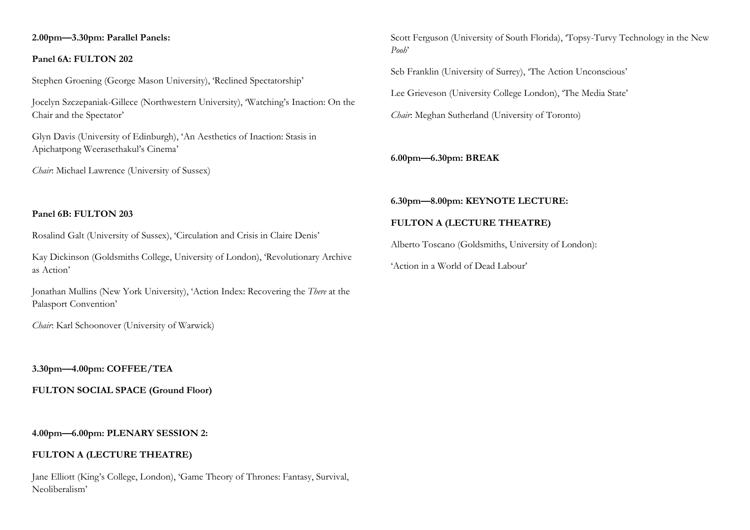**2.00pm—3.30pm: Parallel Panels:**

**Panel 6A: FULTON 202**

Stephen Groening (George Mason University), 'Reclined Spectatorship'

Jocelyn Szczepaniak-Gillece (Northwestern University), 'Watching's Inaction: On the Chair and the Spectator'

Glyn Davis (University of Edinburgh), 'An Aesthetics of Inaction: Stasis in Apichatpong Weerasethakul's Cinema'

*Chair*: Michael Lawrence (University of Sussex)

**Panel 6B: FULTON 203**

Rosalind Galt (University of Sussex), 'Circulation and Crisis in Claire Denis'

Kay Dickinson (Goldsmiths College, University of London), 'Revolutionary Archive as Action'

Jonathan Mullins (New York University), 'Action Index: Recovering the *There* at the Palasport Convention'

*Chair*: Karl Schoonover (University of Warwick)

**3.30pm—4.00pm: COFFEE/TEA**

**FULTON SOCIAL SPACE (Ground Floor)**

**4.00pm—6.00pm: PLENARY SESSION 2:**

**FULTON A (LECTURE THEATRE)**

Jane Elliott (King's College, London), 'Game Theory of Thrones: Fantasy, Survival, Neoliberalism'

Scott Ferguson (University of South Florida), 'Topsy-Turvy Technology in the New *Pooh*'

Seb Franklin (University of Surrey), 'The Action Unconscious'

Lee Grieveson (University College London), 'The Media State'

*Chair*: Meghan Sutherland (University of Toronto)

**6.00pm—6.30pm: BREAK**

**6.30pm—8.00pm: KEYNOTE LECTURE:**

**FULTON A (LECTURE THEATRE)**

Alberto Toscano (Goldsmiths, University of London):

'Action in a World of Dead Labour'